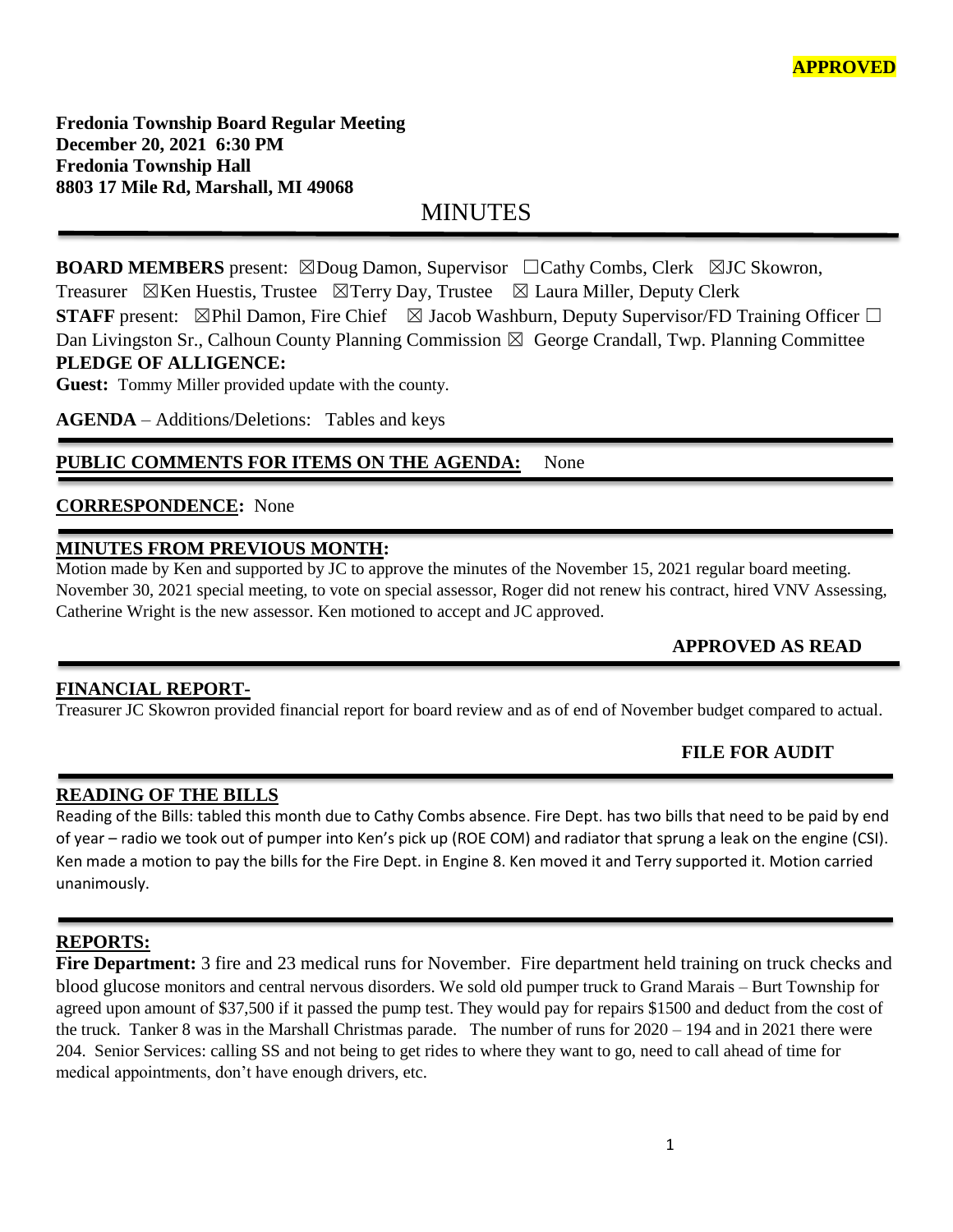**APPROVED**

**Fredonia Township Board Regular Meeting**
**December 20, 2021 6:30 PM**
**Fredonia Township Hall**
**8803 17 Mile Rd, Marshall, MI 49068**

# MINUTES

**BOARD MEMBERS** present: ☒Doug Damon, Supervisor ☐Cathy Combs, Clerk ☒JC Skowron, Treasurer ☒Ken Huestis, Trustee ☒Terry Day, Trustee ☒ Laura Miller, Deputy Clerk
**STAFF** present: ☒Phil Damon, Fire Chief ☒ Jacob Washburn, Deputy Supervisor/FD Training Officer ☐ Dan Livingston Sr., Calhoun County Planning Commission ☒ George Crandall, Twp. Planning Committee
**PLEDGE OF ALLIGENCE:**
**Guest:** Tommy Miller provided update with the county.

**AGENDA** – Additions/Deletions: Tables and keys

**PUBLIC COMMENTS FOR ITEMS ON THE AGENDA:** None

**CORRESPONDENCE:** None

**MINUTES FROM PREVIOUS MONTH:**
Motion made by Ken and supported by JC to approve the minutes of the November 15, 2021 regular board meeting. November 30, 2021 special meeting, to vote on special assessor, Roger did not renew his contract, hired VNV Assessing, Catherine Wright is the new assessor. Ken motioned to accept and JC approved.

**APPROVED AS READ**

**FINANCIAL REPORT-**
Treasurer JC Skowron provided financial report for board review and as of end of November budget compared to actual.

**FILE FOR AUDIT**

**READING OF THE BILLS**
Reading of the Bills: tabled this month due to Cathy Combs absence. Fire Dept. has two bills that need to be paid by end of year – radio we took out of pumper into Ken's pick up (ROE COM) and radiator that sprung a leak on the engine (CSI). Ken made a motion to pay the bills for the Fire Dept. in Engine 8. Ken moved it and Terry supported it. Motion carried unanimously.

**REPORTS:**
**Fire Department:** 3 fire and 23 medical runs for November. Fire department held training on truck checks and blood glucose monitors and central nervous disorders. We sold old pumper truck to Grand Marais – Burt Township for agreed upon amount of $37,500 if it passed the pump test. They would pay for repairs $1500 and deduct from the cost of the truck. Tanker 8 was in the Marshall Christmas parade. The number of runs for 2020 – 194 and in 2021 there were 204. Senior Services: calling SS and not being to get rides to where they want to go, need to call ahead of time for medical appointments, don't have enough drivers, etc.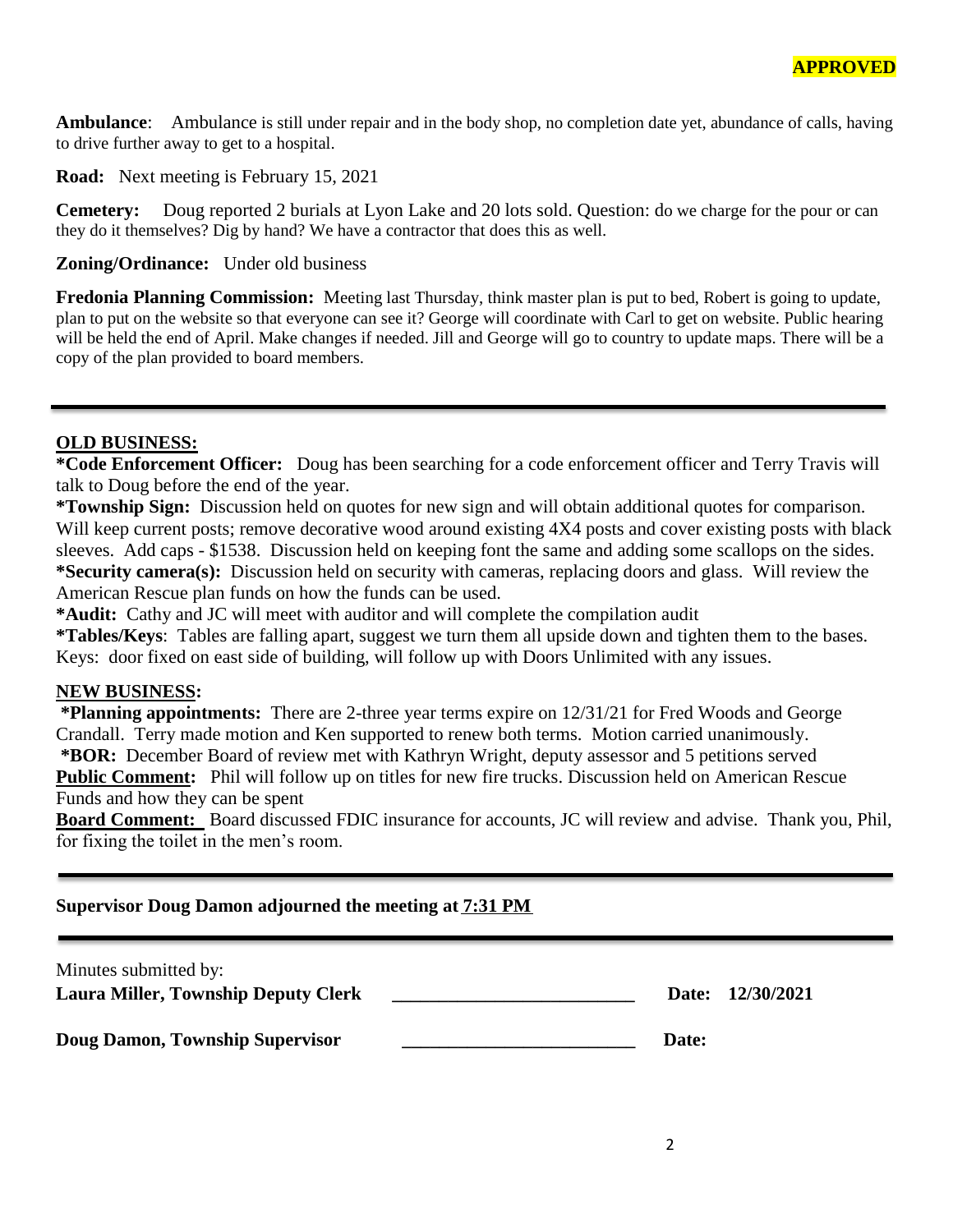**APPROVED**

**Ambulance**: Ambulance is still under repair and in the body shop, no completion date yet, abundance of calls, having to drive further away to get to a hospital.

**Road:** Next meeting is February 15, 2021

**Cemetery:** Doug reported 2 burials at Lyon Lake and 20 lots sold. Question: do we charge for the pour or can they do it themselves? Dig by hand? We have a contractor that does this as well.

**Zoning/Ordinance:** Under old business

**Fredonia Planning Commission:** Meeting last Thursday, think master plan is put to bed, Robert is going to update, plan to put on the website so that everyone can see it? George will coordinate with Carl to get on website. Public hearing will be held the end of April. Make changes if needed. Jill and George will go to country to update maps. There will be a copy of the plan provided to board members.

---

**OLD BUSINESS:**

***Code Enforcement Officer:** Doug has been searching for a code enforcement officer and Terry Travis will talk to Doug before the end of the year.

***Township Sign:** Discussion held on quotes for new sign and will obtain additional quotes for comparison. Will keep current posts; remove decorative wood around existing 4X4 posts and cover existing posts with black sleeves. Add caps - $1538. Discussion held on keeping font the same and adding some scallops on the sides.

***Security camera(s):** Discussion held on security with cameras, replacing doors and glass. Will review the American Rescue plan funds on how the funds can be used.

***Audit:** Cathy and JC will meet with auditor and will complete the compilation audit

***Tables/Keys**: Tables are falling apart, suggest we turn them all upside down and tighten them to the bases. Keys: door fixed on east side of building, will follow up with Doors Unlimited with any issues.

**NEW BUSINESS:**

***Planning appointments:** There are 2-three year terms expire on 12/31/21 for Fred Woods and George Crandall. Terry made motion and Ken supported to renew both terms. Motion carried unanimously.

***BOR:** December Board of review met with Kathryn Wright, deputy assessor and 5 petitions served

**Public Comment:** Phil will follow up on titles for new fire trucks. Discussion held on American Rescue Funds and how they can be spent

**Board Comment:** Board discussed FDIC insurance for accounts, JC will review and advise. Thank you, Phil, for fixing the toilet in the men's room.

---

**Supervisor Doug Damon adjourned the meeting at 7:31 PM**

---

Minutes submitted by:

**Laura Miller, Township Deputy Clerk** \_\_\_\_\_\_\_\_\_\_\_\_\_\_\_\_\_\_\_\_\_\_\_\_\_ **Date: 12/30/2021**

**Doug Damon, Township Supervisor** \_\_\_\_\_\_\_\_\_\_\_\_\_\_\_\_\_\_\_\_\_\_\_\_\_ **Date:**